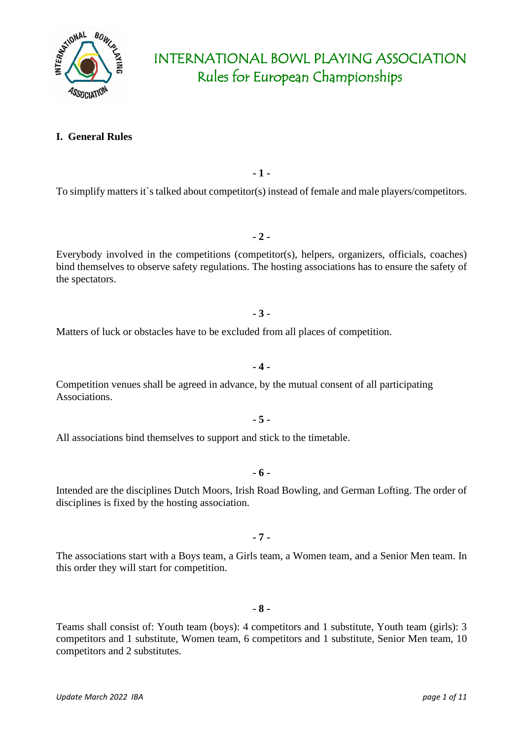# INTERNATIONAL BOWL PLAYING ASSOCIATION
## Rules for European Championships

### I. General Rules

**- 1 -**

To simplify matters it`s talked about competitor(s) instead of female and male players/competitors.

**- 2 -**

Everybody involved in the competitions (competitor(s), helpers, organizers, officials, coaches) bind themselves to observe safety regulations. The hosting associations has to ensure the safety of the spectators.

**- 3 -**

Matters of luck or obstacles have to be excluded from all places of competition.

**- 4 -**

Competition venues shall be agreed in advance, by the mutual consent of all participating Associations.

**- 5 -**

All associations bind themselves to support and stick to the timetable.

**- 6 -**

Intended are the disciplines Dutch Moors, Irish Road Bowling, and German Lofting. The order of disciplines is fixed by the hosting association.

**- 7 -**

The associations start with a Boys team, a Girls team, a Women team, and a Senior Men team. In this order they will start for competition.

**- 8 -**

Teams shall consist of: Youth team (boys): 4 competitors and 1 substitute, Youth team (girls): 3 competitors and 1 substitute, Women team, 6 competitors and 1 substitute, Senior Men team, 10 competitors and 2 substitutes.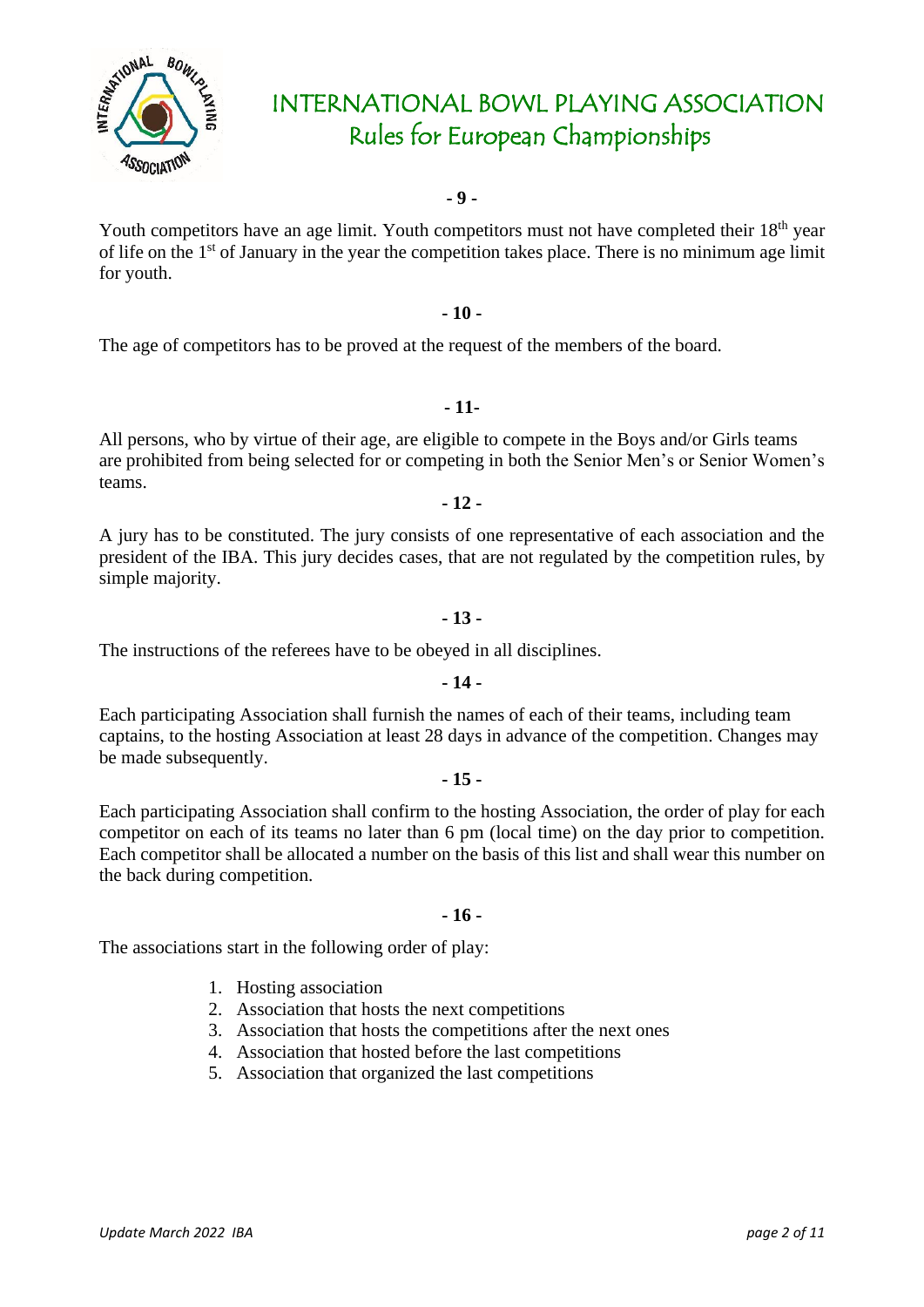**- 9 -**

Youth competitors have an age limit. Youth competitors must not have completed their 18th year of life on the 1st of January in the year the competition takes place. There is no minimum age limit for youth.

**- 10 -**

The age of competitors has to be proved at the request of the members of the board.

**- 11-**

All persons, who by virtue of their age, are eligible to compete in the Boys and/or Girls teams are prohibited from being selected for or competing in both the Senior Men's or Senior Women's teams.

**- 12 -**

A jury has to be constituted. The jury consists of one representative of each association and the president of the IBA. This jury decides cases, that are not regulated by the competition rules, by simple majority.

**- 13 -**

The instructions of the referees have to be obeyed in all disciplines.

**- 14 -**

Each participating Association shall furnish the names of each of their teams, including team captains, to the hosting Association at least 28 days in advance of the competition. Changes may be made subsequently.

**- 15 -**

Each participating Association shall confirm to the hosting Association, the order of play for each competitor on each of its teams no later than 6 pm (local time) on the day prior to competition. Each competitor shall be allocated a number on the basis of this list and shall wear this number on the back during competition.

**- 16 -**

The associations start in the following order of play:

1. Hosting association
2. Association that hosts the next competitions
3. Association that hosts the competitions after the next ones
4. Association that hosted before the last competitions
5. Association that organized the last competitions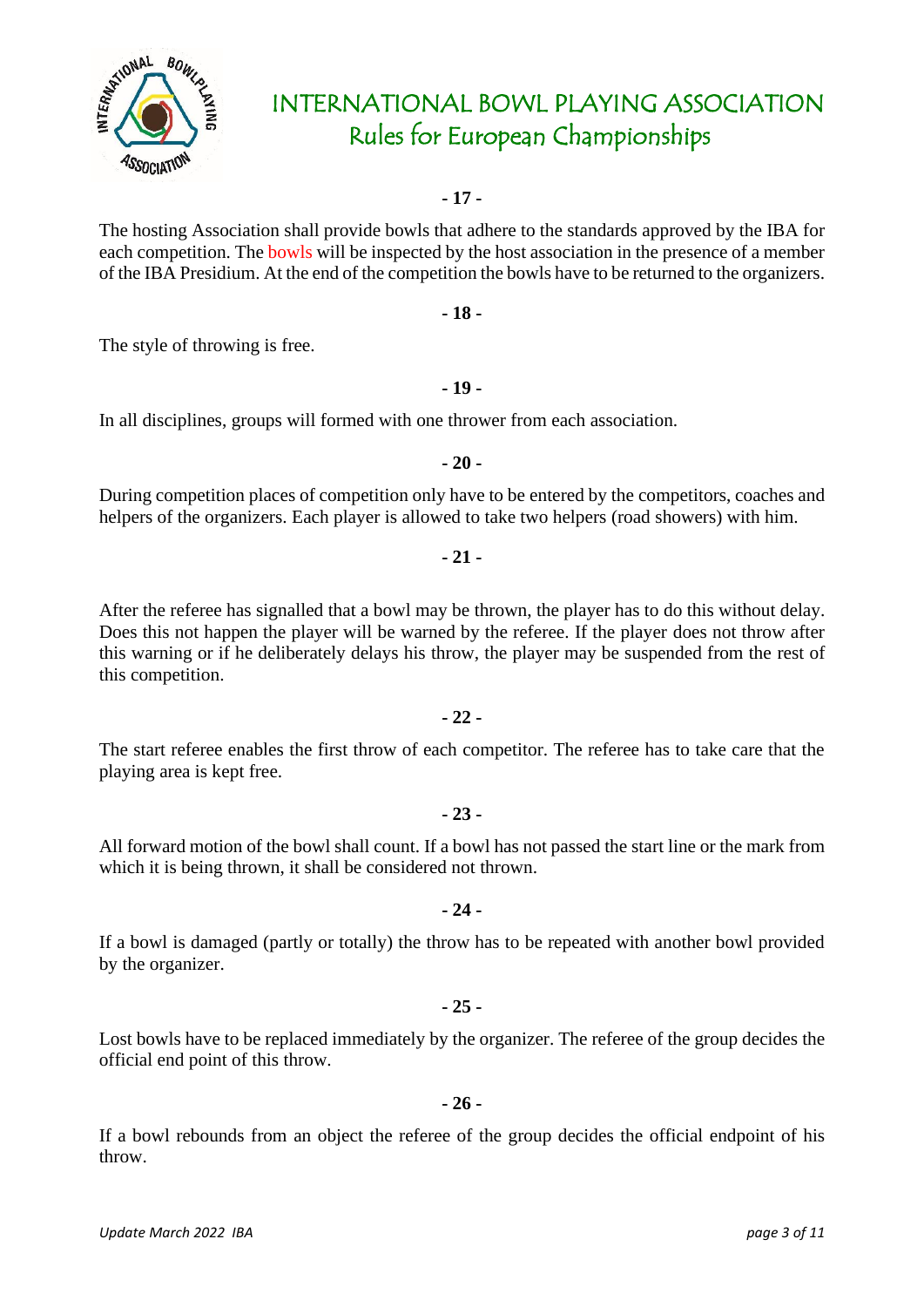**- 17 -**

The hosting Association shall provide bowls that adhere to the standards approved by the IBA for each competition. The bowls will be inspected by the host association in the presence of a member of the IBA Presidium. At the end of the competition the bowls have to be returned to the organizers.

**- 18 -**

The style of throwing is free.

**- 19 -**

In all disciplines, groups will formed with one thrower from each association.

**- 20 -**

During competition places of competition only have to be entered by the competitors, coaches and helpers of the organizers. Each player is allowed to take two helpers (road showers) with him.

**- 21 -**

After the referee has signalled that a bowl may be thrown, the player has to do this without delay. Does this not happen the player will be warned by the referee. If the player does not throw after this warning or if he deliberately delays his throw, the player may be suspended from the rest of this competition.

**- 22 -**

The start referee enables the first throw of each competitor. The referee has to take care that the playing area is kept free.

**- 23 -**

All forward motion of the bowl shall count. If a bowl has not passed the start line or the mark from which it is being thrown, it shall be considered not thrown.

**- 24 -**

If a bowl is damaged (partly or totally) the throw has to be repeated with another bowl provided by the organizer.

**- 25 -**

Lost bowls have to be replaced immediately by the organizer. The referee of the group decides the official end point of this throw.

**- 26 -**

If a bowl rebounds from an object the referee of the group decides the official endpoint of his throw.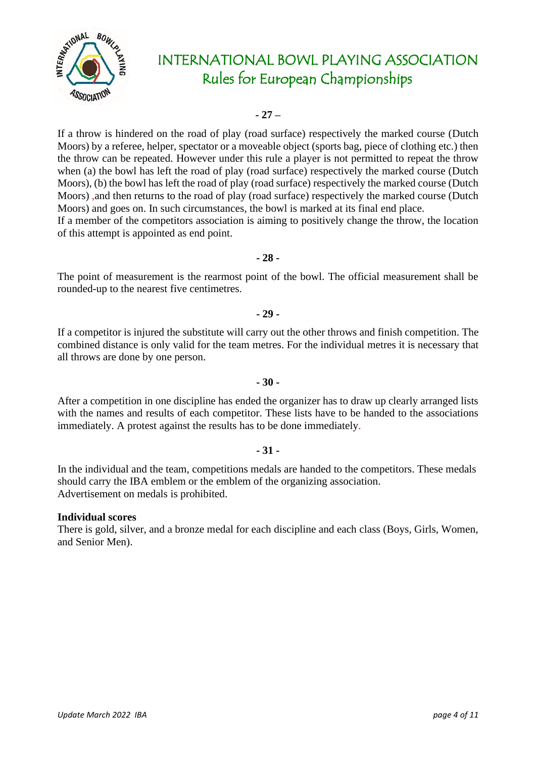**- 27 –**

If a throw is hindered on the road of play (road surface) respectively the marked course (Dutch Moors) by a referee, helper, spectator or a moveable object (sports bag, piece of clothing etc.) then the throw can be repeated. However under this rule a player is not permitted to repeat the throw when (a) the bowl has left the road of play (road surface) respectively the marked course (Dutch Moors), (b) the bowl has left the road of play (road surface) respectively the marked course (Dutch Moors) ,and then returns to the road of play (road surface) respectively the marked course (Dutch Moors) and goes on. In such circumstances, the bowl is marked at its final end place.
If a member of the competitors association is aiming to positively change the throw, the location of this attempt is appointed as end point.

**- 28 -**

The point of measurement is the rearmost point of the bowl. The official measurement shall be rounded-up to the nearest five centimetres.

**- 29 -**

If a competitor is injured the substitute will carry out the other throws and finish competition. The combined distance is only valid for the team metres. For the individual metres it is necessary that all throws are done by one person.

**- 30 -**

After a competition in one discipline has ended the organizer has to draw up clearly arranged lists with the names and results of each competitor. These lists have to be handed to the associations immediately. A protest against the results has to be done immediately.

**- 31 -**

In the individual and the team, competitions medals are handed to the competitors. These medals should carry the IBA emblem or the emblem of the organizing association.
Advertisement on medals is prohibited.

**Individual scores**
There is gold, silver, and a bronze medal for each discipline and each class (Boys, Girls, Women, and Senior Men).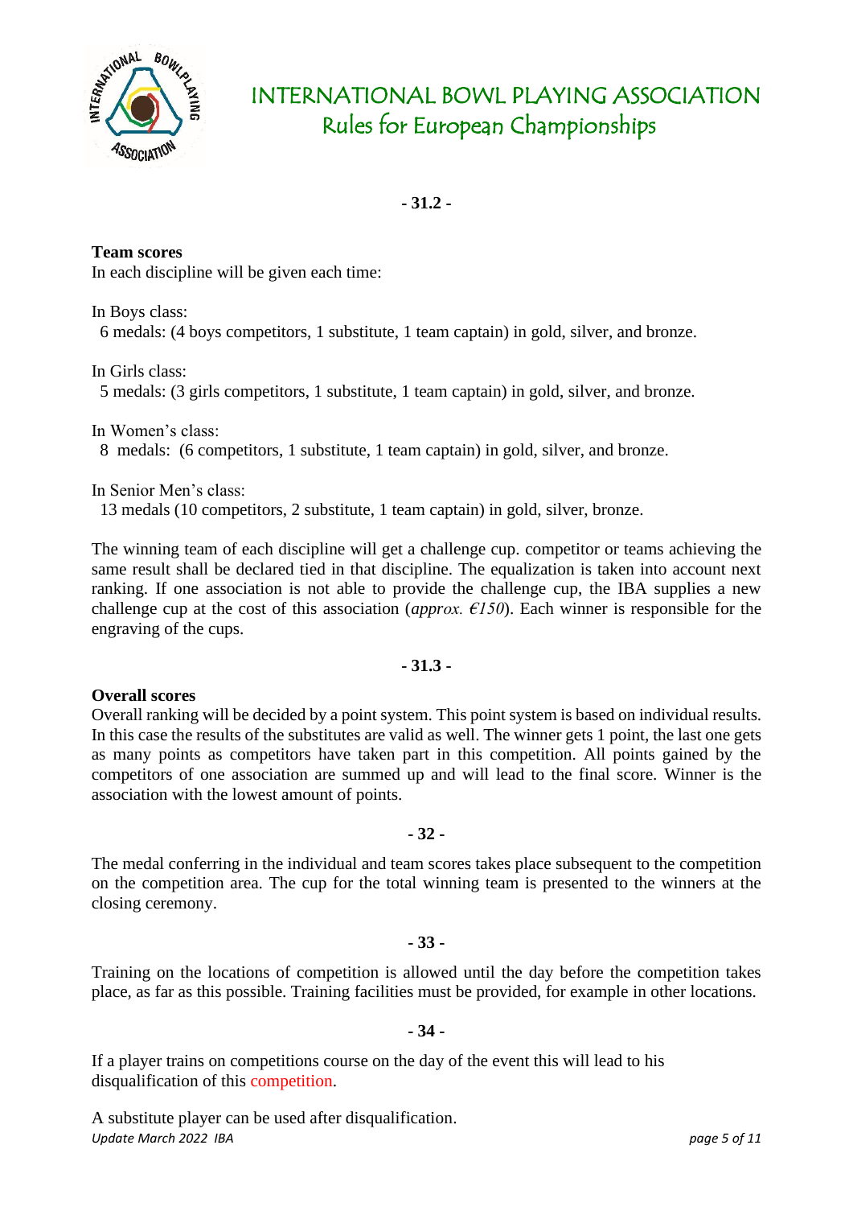**- 31.2 -**

**Team scores**

In each discipline will be given each time:

In Boys class:
6 medals: (4 boys competitors, 1 substitute, 1 team captain) in gold, silver, and bronze.

In Girls class:
5 medals: (3 girls competitors, 1 substitute, 1 team captain) in gold, silver, and bronze.

In Women's class:
8 medals: (6 competitors, 1 substitute, 1 team captain) in gold, silver, and bronze.

In Senior Men's class:
13 medals (10 competitors, 2 substitute, 1 team captain) in gold, silver, bronze.

The winning team of each discipline will get a challenge cup. competitor or teams achieving the same result shall be declared tied in that discipline. The equalization is taken into account next ranking. If one association is not able to provide the challenge cup, the IBA supplies a new challenge cup at the cost of this association (*approx. €150*). Each winner is responsible for the engraving of the cups.

**- 31.3 -**

**Overall scores**

Overall ranking will be decided by a point system. This point system is based on individual results. In this case the results of the substitutes are valid as well. The winner gets 1 point, the last one gets as many points as competitors have taken part in this competition. All points gained by the competitors of one association are summed up and will lead to the final score. Winner is the association with the lowest amount of points.

**- 32 -**

The medal conferring in the individual and team scores takes place subsequent to the competition on the competition area. The cup for the total winning team is presented to the winners at the closing ceremony.

**- 33 -**

Training on the locations of competition is allowed until the day before the competition takes place, as far as this possible. Training facilities must be provided, for example in other locations.

**- 34 -**

If a player trains on competitions course on the day of the event this will lead to his disqualification of this competition.

A substitute player can be used after disqualification.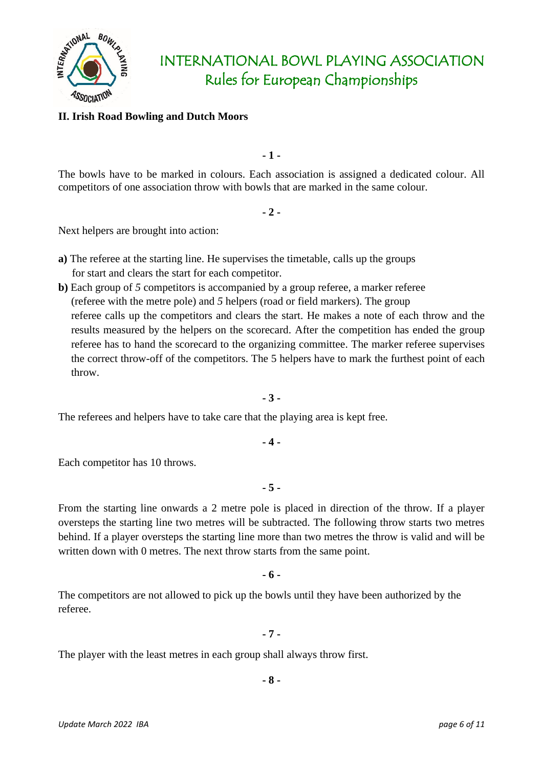## II. Irish Road Bowling and Dutch Moors

**- 1 -**

The bowls have to be marked in colours. Each association is assigned a dedicated colour. All competitors of one association throw with bowls that are marked in the same colour.

**- 2 -**

Next helpers are brought into action:

**a)** The referee at the starting line. He supervises the timetable, calls up the groups for start and clears the start for each competitor.

**b)** Each group of *5* competitors is accompanied by a group referee, a marker referee (referee with the metre pole) and *5* helpers (road or field markers). The group referee calls up the competitors and clears the start. He makes a note of each throw and the results measured by the helpers on the scorecard. After the competition has ended the group referee has to hand the scorecard to the organizing committee. The marker referee supervises the correct throw-off of the competitors. The 5 helpers have to mark the furthest point of each throw.

**- 3 -**

The referees and helpers have to take care that the playing area is kept free.

**- 4 -**

Each competitor has 10 throws.

**- 5 -**

From the starting line onwards a 2 metre pole is placed in direction of the throw. If a player oversteps the starting line two metres will be subtracted. The following throw starts two metres behind. If a player oversteps the starting line more than two metres the throw is valid and will be written down with 0 metres. The next throw starts from the same point.

**- 6 -**

The competitors are not allowed to pick up the bowls until they have been authorized by the referee.

**- 7 -**

The player with the least metres in each group shall always throw first.

**- 8 -**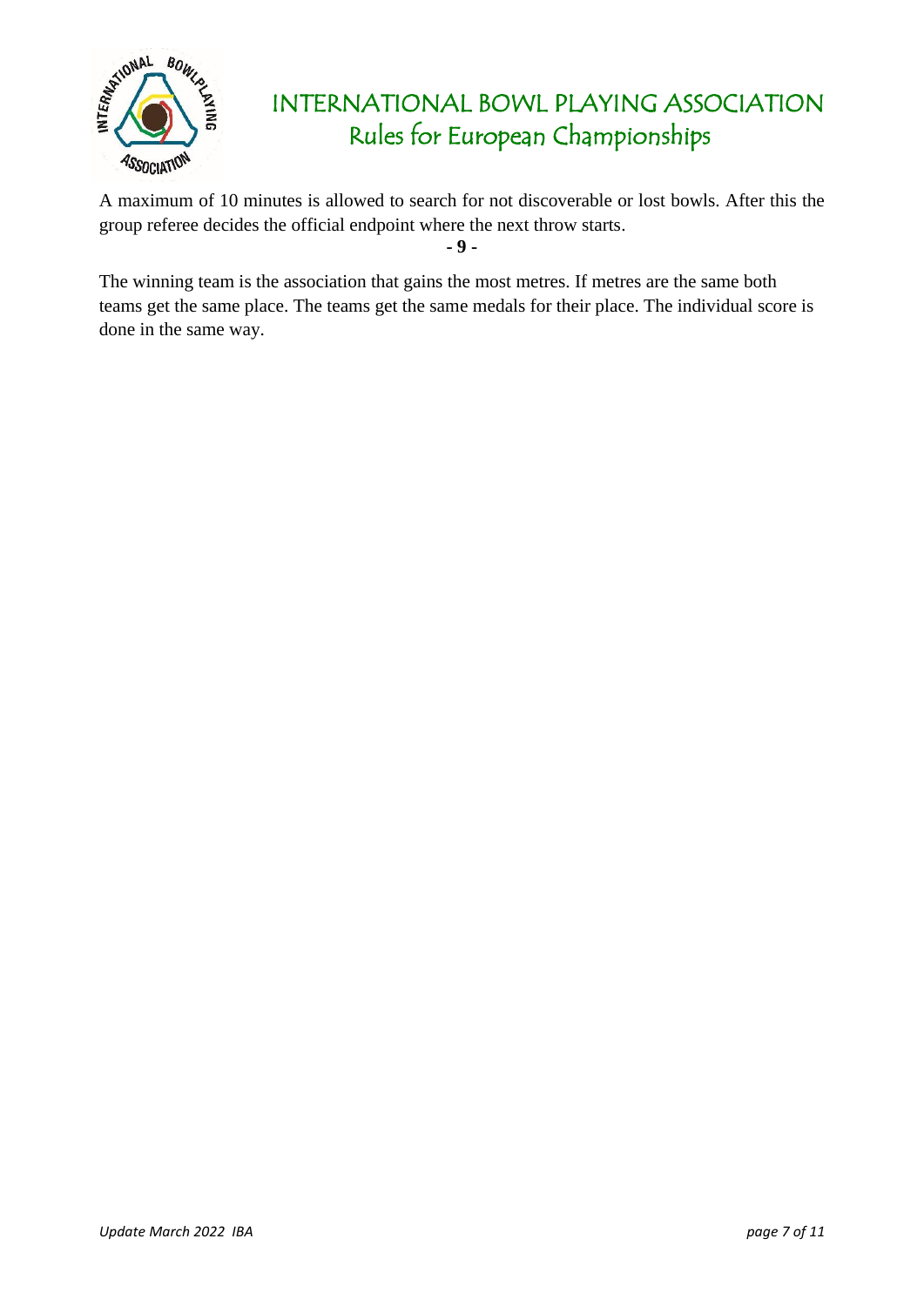A maximum of 10 minutes is allowed to search for not discoverable or lost bowls. After this the group referee decides the official endpoint where the next throw starts.

**- 9 -**

The winning team is the association that gains the most metres. If metres are the same both teams get the same place. The teams get the same medals for their place. The individual score is done in the same way.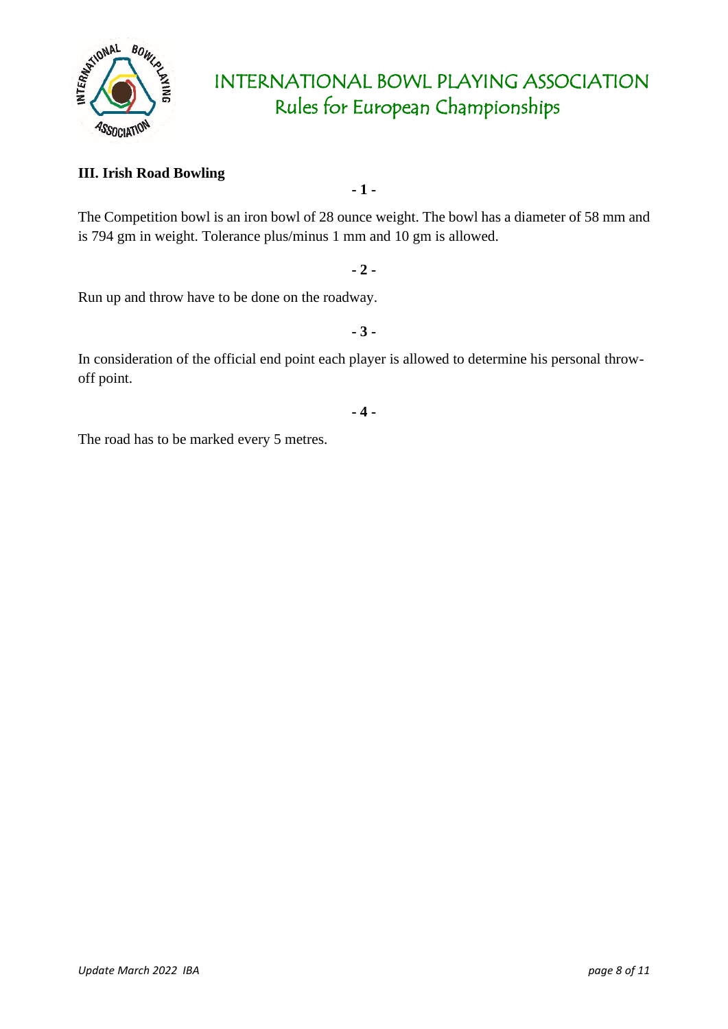### III. Irish Road Bowling

**- 1 -**

The Competition bowl is an iron bowl of 28 ounce weight. The bowl has a diameter of 58 mm and is 794 gm in weight. Tolerance plus/minus 1 mm and 10 gm is allowed.

**- 2 -**

Run up and throw have to be done on the roadway.

**- 3 -**

In consideration of the official end point each player is allowed to determine his personal throw-off point.

**- 4 -**

The road has to be marked every 5 metres.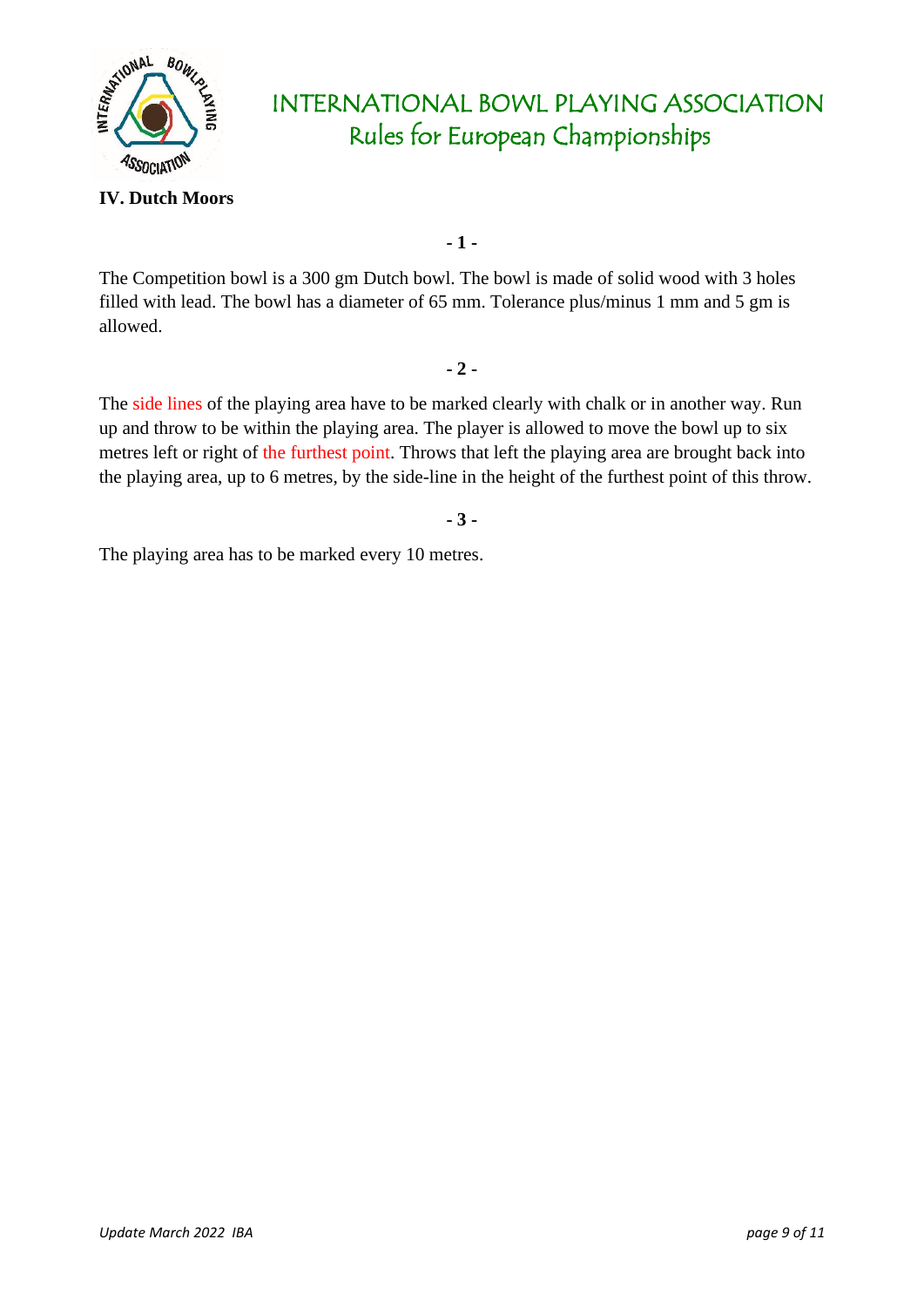## IV. Dutch Moors

**- 1 -**

The Competition bowl is a 300 gm Dutch bowl. The bowl is made of solid wood with 3 holes filled with lead. The bowl has a diameter of 65 mm. Tolerance plus/minus 1 mm and 5 gm is allowed.

**- 2 -**

The side lines of the playing area have to be marked clearly with chalk or in another way. Run up and throw to be within the playing area. The player is allowed to move the bowl up to six metres left or right of the furthest point. Throws that left the playing area are brought back into the playing area, up to 6 metres, by the side-line in the height of the furthest point of this throw.

**- 3 -**

The playing area has to be marked every 10 metres.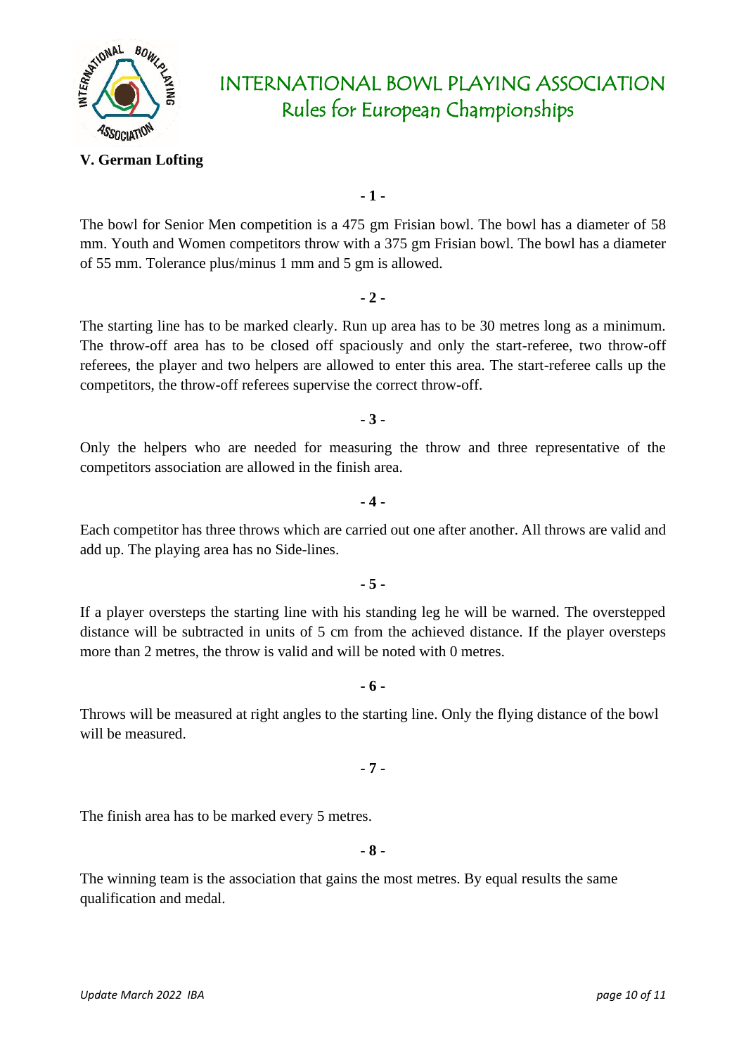## V. German Lofting

**- 1 -**

The bowl for Senior Men competition is a 475 gm Frisian bowl. The bowl has a diameter of 58 mm. Youth and Women competitors throw with a 375 gm Frisian bowl. The bowl has a diameter of 55 mm. Tolerance plus/minus 1 mm and 5 gm is allowed.

**- 2 -**

The starting line has to be marked clearly. Run up area has to be 30 metres long as a minimum. The throw-off area has to be closed off spaciously and only the start-referee, two throw-off referees, the player and two helpers are allowed to enter this area. The start-referee calls up the competitors, the throw-off referees supervise the correct throw-off.

**- 3 -**

Only the helpers who are needed for measuring the throw and three representative of the competitors association are allowed in the finish area.

**- 4 -**

Each competitor has three throws which are carried out one after another. All throws are valid and add up. The playing area has no Side-lines.

**- 5 -**

If a player oversteps the starting line with his standing leg he will be warned. The overstepped distance will be subtracted in units of 5 cm from the achieved distance. If the player oversteps more than 2 metres, the throw is valid and will be noted with 0 metres.

**- 6 -**

Throws will be measured at right angles to the starting line. Only the flying distance of the bowl will be measured.

**- 7 -**

The finish area has to be marked every 5 metres.

**- 8 -**

The winning team is the association that gains the most metres. By equal results the same qualification and medal.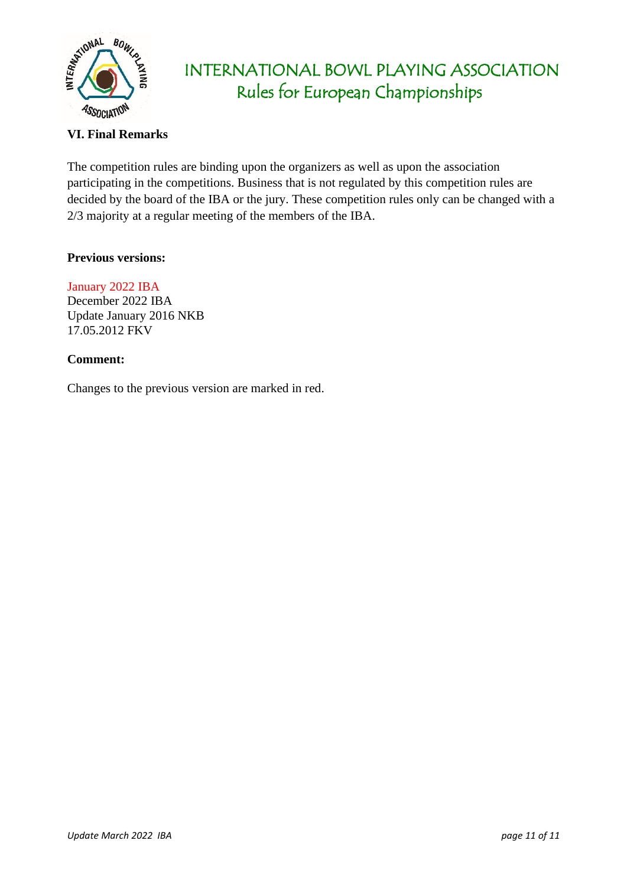### VI. Final Remarks

The competition rules are binding upon the organizers as well as upon the association participating in the competitions. Business that is not regulated by this competition rules are decided by the board of the IBA or the jury. These competition rules only can be changed with a 2/3 majority at a regular meeting of the members of the IBA.

**Previous versions:**

January 2022 IBA
December 2022 IBA
Update January 2016 NKB
17.05.2012 FKV

**Comment:**

Changes to the previous version are marked in red.